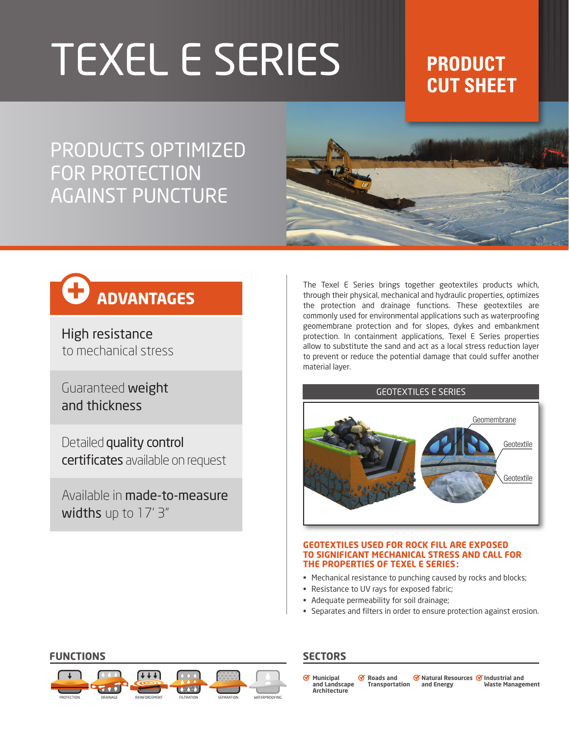# TEXEL E SERIES

**PRODUCT CUT SHEET**

## PRODUCTS OPTIMIZED FOR PROTECTION AGAINST PUNCTURE

## ADVANTAGES

- High resistance to mechanical stress
- Guaranteed **weight and thickness**
- Detailed **quality control certificates** available on request
- Available in **made-to-measure widths** up to 17′ 3″

The Texel E Series brings together geotextiles products which, through their physical, mechanical and hydraulic properties, optimizes the protection and drainage functions. These geotextiles are commonly used for environmental applications such as waterproofing geomembrane protection and for slopes, dykes and embankment protection. In containment applications, Texel E Series properties allow to substitute the sand and act as a local stress reduction layer to prevent or reduce the potential damage that could suffer another material layer.

GEOTEXTILES E SERIES

Geomembrane

Geotextile

Geotextile

**GEOTEXTILES USED FOR ROCK FILL ARE EXPOSED TO SIGNIFICANT MECHANICAL STRESS AND CALL FOR THE PROPERTIES OF TEXEL E SERIES:**

- Mechanical resistance to punching caused by rocks and blocks;
- Resistance to UV rays for exposed fabric;
- Adequate permeability for soil drainage;
- Separates and filters in order to ensure protection against erosion.

## FUNCTIONS

PROTECTION | DRAINAGE | REINFORCEMENT | FILTRATION | SEPARATION | WATERPROOFING

## SECTORS

- Municipal and Landscape Architecture
- Roads and Transportation
- Natural Resources and Energy
- Industrial and Waste Management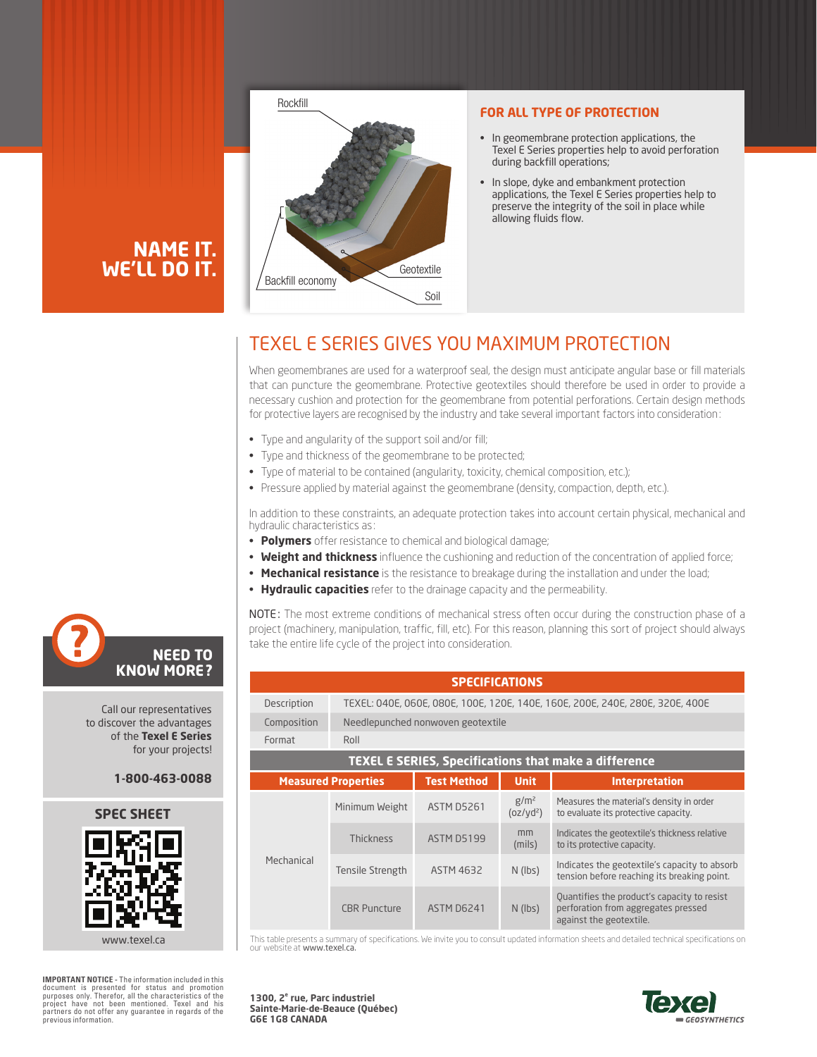**NAME IT.**
**WE'LL DO IT.**

Rockfill

Backfill economy

Geotextile

Soil

## FOR ALL TYPE OF PROTECTION

- In geomembrane protection applications, the Texel E Series properties help to avoid perforation during backfill operations;
- In slope, dyke and embankment protection applications, the Texel E Series properties help to preserve the integrity of the soil in place while allowing fluids flow.

# TEXEL E SERIES GIVES YOU MAXIMUM PROTECTION

When geomembranes are used for a waterproof seal, the design must anticipate angular base or fill materials that can puncture the geomembrane. Protective geotextiles should therefore be used in order to provide a necessary cushion and protection for the geomembrane from potential perforations. Certain design methods for protective layers are recognised by the industry and take several important factors into consideration:

- Type and angularity of the support soil and/or fill;
- Type and thickness of the geomembrane to be protected;
- Type of material to be contained (angularity, toxicity, chemical composition, etc.);
- Pressure applied by material against the geomembrane (density, compaction, depth, etc.).

In addition to these constraints, an adequate protection takes into account certain physical, mechanical and hydraulic characteristics as:

- **Polymers** offer resistance to chemical and biological damage;
- **Weight and thickness** influence the cushioning and reduction of the concentration of applied force;
- **Mechanical resistance** is the resistance to breakage during the installation and under the load;
- **Hydraulic capacities** refer to the drainage capacity and the permeability.

NOTE: The most extreme conditions of mechanical stress often occur during the construction phase of a project (machinery, manipulation, traffic, fill, etc). For this reason, planning this sort of project should always take the entire life cycle of the project into consideration.

## NEED TO KNOW MORE?

Call our representatives to discover the advantages of the **Texel E Series** for your projects!

**1-800-463-0088**

**SPEC SHEET**

www.texel.ca

## SPECIFICATIONS

| | |
|---|---|
| Description | TEXEL: 040E, 060E, 080E, 100E, 120E, 140E, 160E, 200E, 240E, 280E, 320E, 400E |
| Composition | Needlepunched nonwoven geotextile |
| Format | Roll |

**TEXEL E SERIES, Specifications that make a difference**

| Measured Properties | | Test Method | Unit | Interpretation |
|---|---|---|---|---|
| Mechanical | Minimum Weight | ASTM D5261 | g/m² (oz/yd²) | Measures the material's density in order to evaluate its protective capacity. |
| | Thickness | ASTM D5199 | mm (mils) | Indicates the geotextile's thickness relative to its protective capacity. |
| | Tensile Strength | ASTM 4632 | N (lbs) | Indicates the geotextile's capacity to absorb tension before reaching its breaking point. |
| | CBR Puncture | ASTM D6241 | N (lbs) | Quantifies the product's capacity to resist perforation from aggregates pressed against the geotextile. |

This table presents a summary of specifications. We invite you to consult updated information sheets and detailed technical specifications on our website at www.texel.ca.

**IMPORTANT NOTICE -** The information included in this document is presented for status and promotion purposes only. Therefor, all the characteristics of the project have not been mentioned. Texel and his partners do not offer any guarantee in regards of the previous information.

**1300, 2e rue, Parc industriel**
**Sainte-Marie-de-Beauce (Québec)**
**G6E 1G8 CANADA**

Texel GEOSYNTHETICS